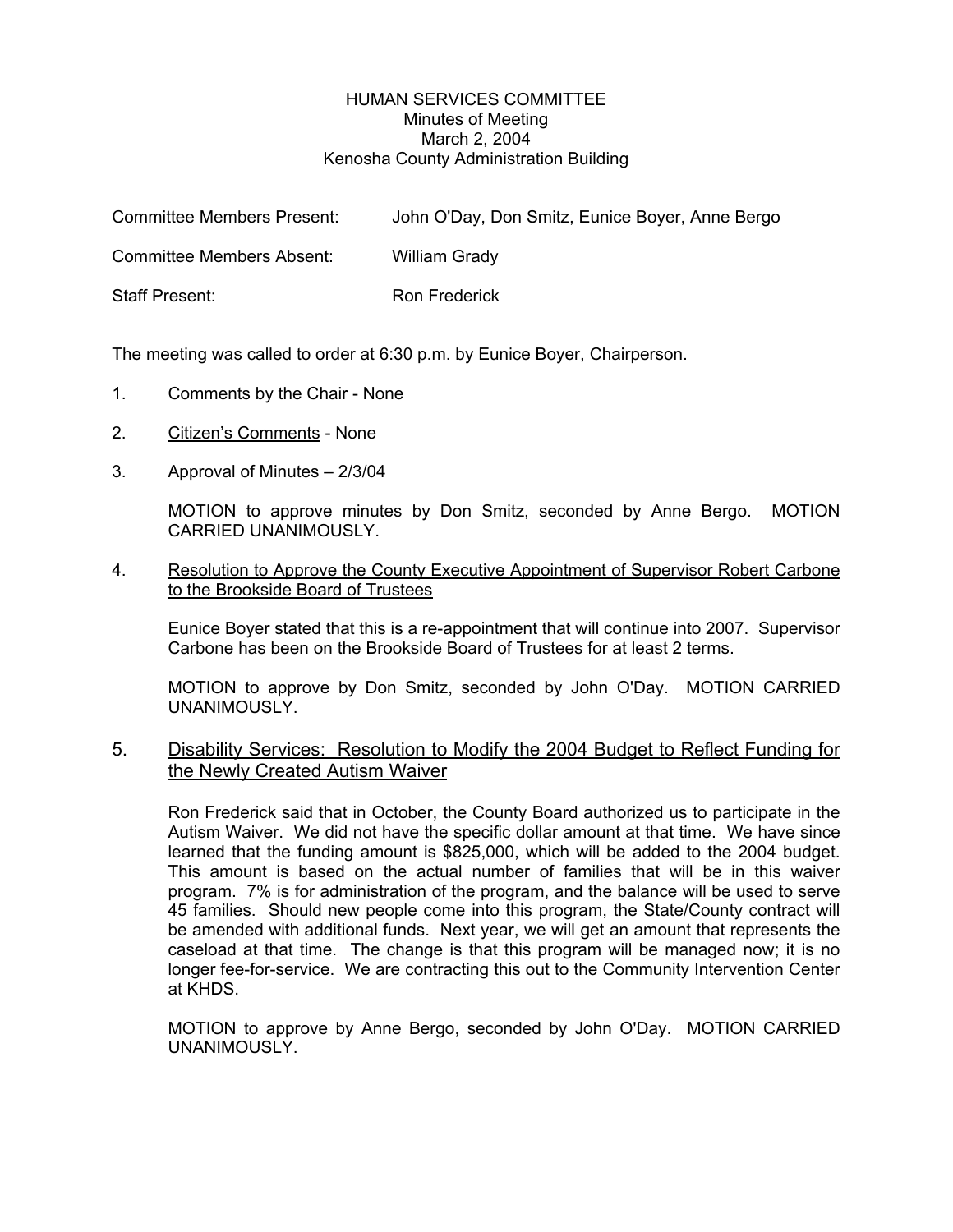# HUMAN SERVICES COMMITTEE

Minutes of Meeting
March 2, 2004
Kenosha County Administration Building

Committee Members Present: John O'Day, Don Smitz, Eunice Boyer, Anne Bergo

Committee Members Absent: William Grady

Staff Present: Ron Frederick

The meeting was called to order at 6:30 p.m. by Eunice Boyer, Chairperson.

1. Comments by the Chair - None

2. Citizen's Comments - None

3. Approval of Minutes – 2/3/04

   MOTION to approve minutes by Don Smitz, seconded by Anne Bergo. MOTION CARRIED UNANIMOUSLY.

4. Resolution to Approve the County Executive Appointment of Supervisor Robert Carbone to the Brookside Board of Trustees

   Eunice Boyer stated that this is a re-appointment that will continue into 2007. Supervisor Carbone has been on the Brookside Board of Trustees for at least 2 terms.

   MOTION to approve by Don Smitz, seconded by John O'Day. MOTION CARRIED UNANIMOUSLY.

5. Disability Services: Resolution to Modify the 2004 Budget to Reflect Funding for the Newly Created Autism Waiver

   Ron Frederick said that in October, the County Board authorized us to participate in the Autism Waiver. We did not have the specific dollar amount at that time. We have since learned that the funding amount is $825,000, which will be added to the 2004 budget. This amount is based on the actual number of families that will be in this waiver program. 7% is for administration of the program, and the balance will be used to serve 45 families. Should new people come into this program, the State/County contract will be amended with additional funds. Next year, we will get an amount that represents the caseload at that time. The change is that this program will be managed now; it is no longer fee-for-service. We are contracting this out to the Community Intervention Center at KHDS.

   MOTION to approve by Anne Bergo, seconded by John O'Day. MOTION CARRIED UNANIMOUSLY.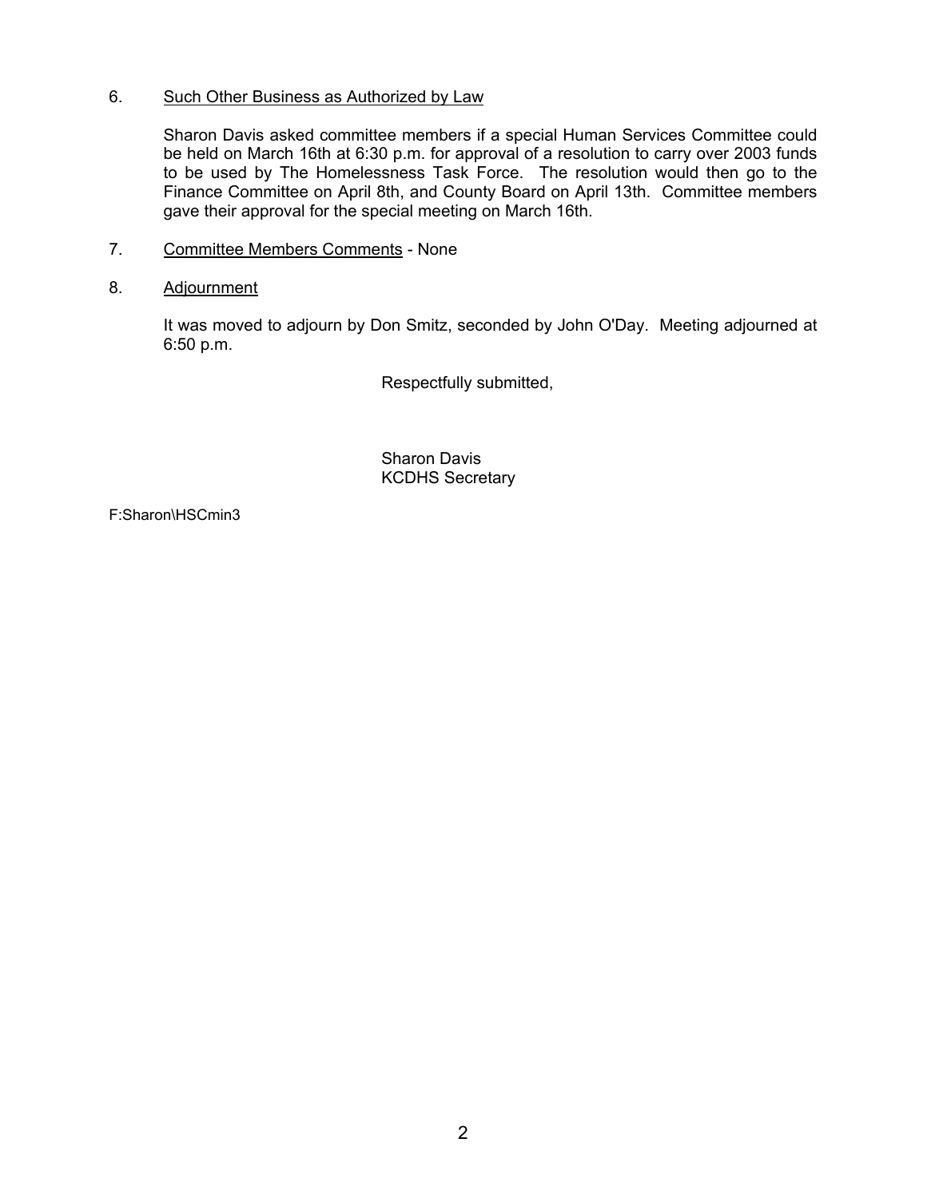6. <u>Such Other Business as Authorized by Law</u>

   Sharon Davis asked committee members if a special Human Services Committee could be held on March 16th at 6:30 p.m. for approval of a resolution to carry over 2003 funds to be used by The Homelessness Task Force. The resolution would then go to the Finance Committee on April 8th, and County Board on April 13th. Committee members gave their approval for the special meeting on March 16th.

7. <u>Committee Members Comments</u> - None

8. <u>Adjournment</u>

   It was moved to adjourn by Don Smitz, seconded by John O'Day. Meeting adjourned at 6:50 p.m.

Respectfully submitted,

Sharon Davis
KCDHS Secretary

F:Sharon\HSCmin3